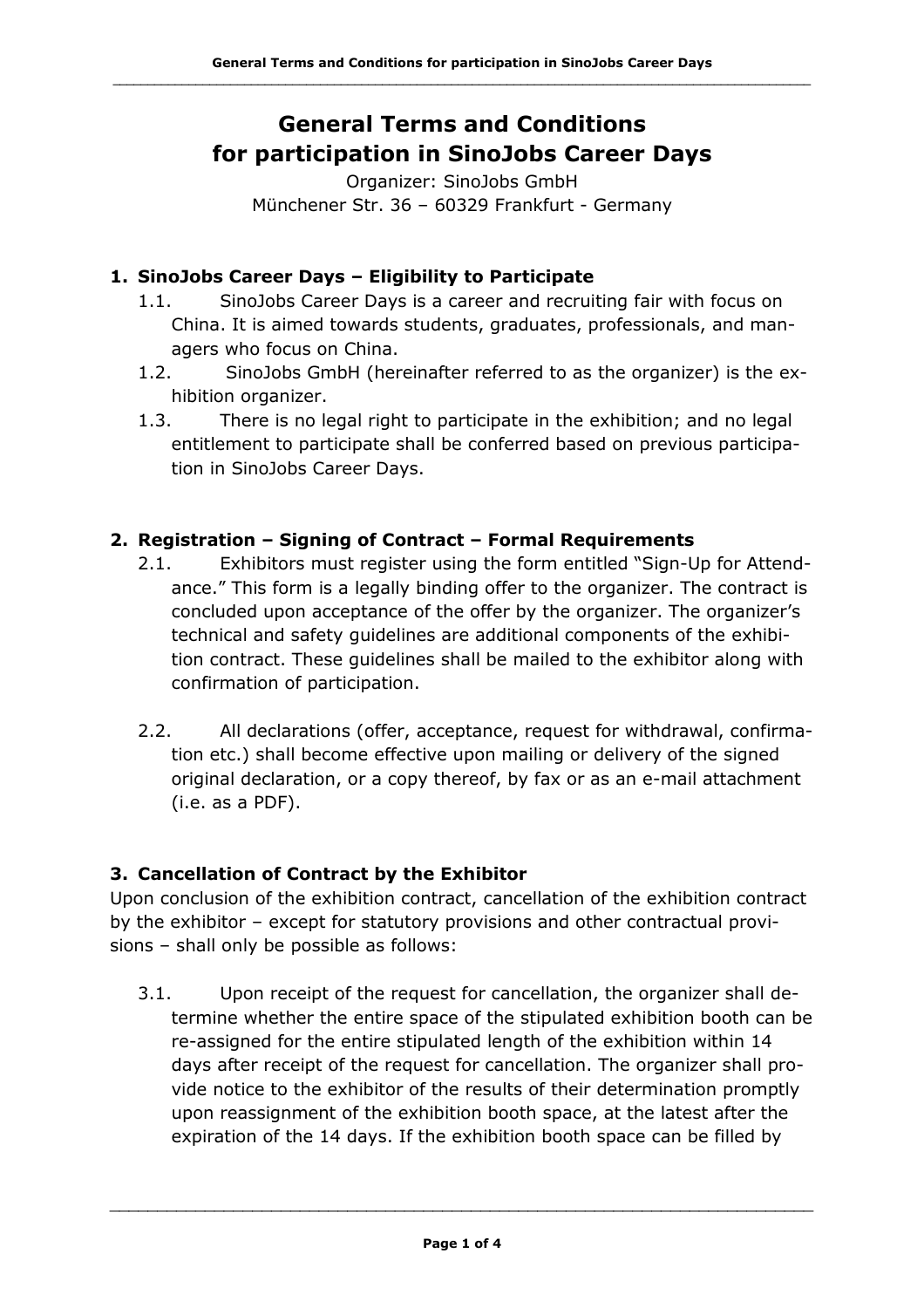# General Terms and Conditions for participation in SinoJobs Career Days

Organizer: SinoJobs GmbH
Münchener Str. 36 – 60329 Frankfurt - Germany

## 1. SinoJobs Career Days – Eligibility to Participate

1.1. SinoJobs Career Days is a career and recruiting fair with focus on China. It is aimed towards students, graduates, professionals, and managers who focus on China.

1.2. SinoJobs GmbH (hereinafter referred to as the organizer) is the exhibition organizer.

1.3. There is no legal right to participate in the exhibition; and no legal entitlement to participate shall be conferred based on previous participation in SinoJobs Career Days.

## 2. Registration – Signing of Contract – Formal Requirements

2.1. Exhibitors must register using the form entitled "Sign-Up for Attendance." This form is a legally binding offer to the organizer. The contract is concluded upon acceptance of the offer by the organizer. The organizer's technical and safety guidelines are additional components of the exhibition contract. These guidelines shall be mailed to the exhibitor along with confirmation of participation.

2.2. All declarations (offer, acceptance, request for withdrawal, confirmation etc.) shall become effective upon mailing or delivery of the signed original declaration, or a copy thereof, by fax or as an e-mail attachment (i.e. as a PDF).

## 3. Cancellation of Contract by the Exhibitor

Upon conclusion of the exhibition contract, cancellation of the exhibition contract by the exhibitor – except for statutory provisions and other contractual provisions – shall only be possible as follows:

3.1. Upon receipt of the request for cancellation, the organizer shall determine whether the entire space of the stipulated exhibition booth can be re-assigned for the entire stipulated length of the exhibition within 14 days after receipt of the request for cancellation. The organizer shall provide notice to the exhibitor of the results of their determination promptly upon reassignment of the exhibition booth space, at the latest after the expiration of the 14 days. If the exhibition booth space can be filled by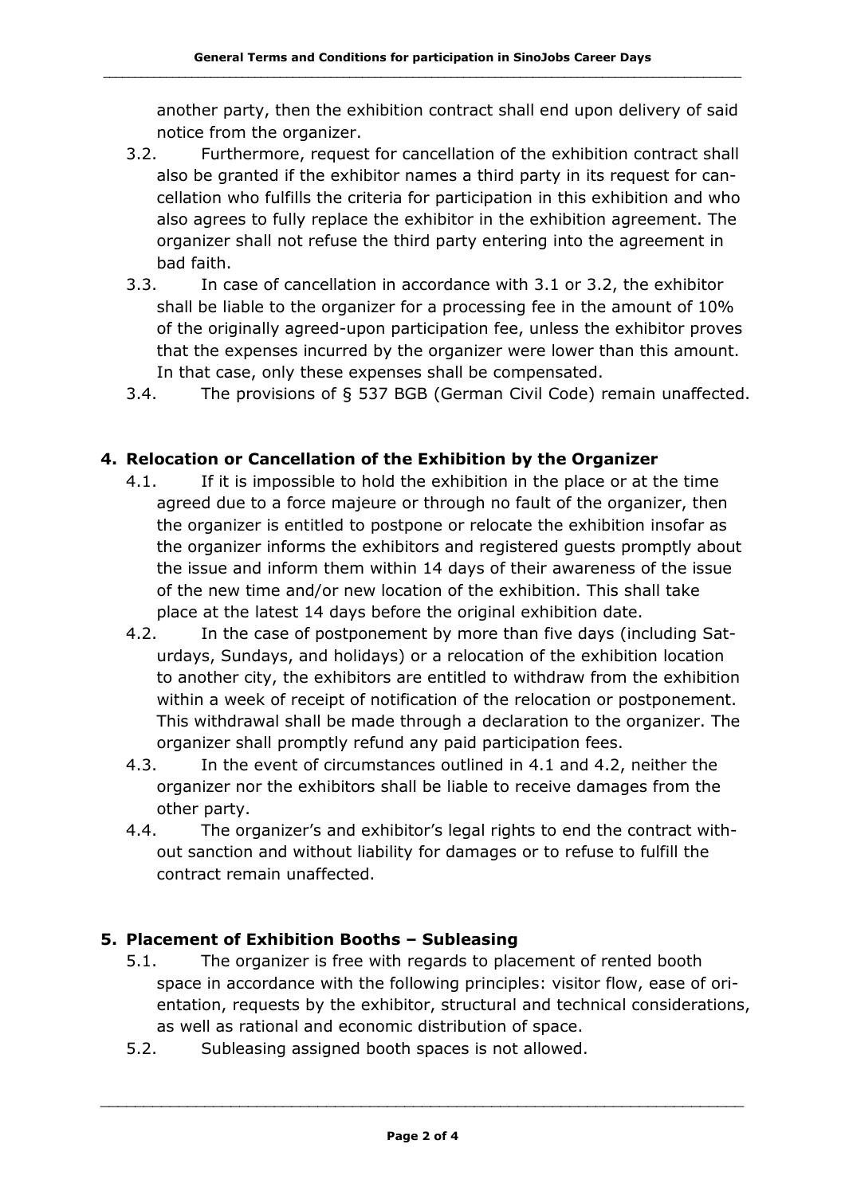another party, then the exhibition contract shall end upon delivery of said notice from the organizer.

3.2. Furthermore, request for cancellation of the exhibition contract shall also be granted if the exhibitor names a third party in its request for cancellation who fulfills the criteria for participation in this exhibition and who also agrees to fully replace the exhibitor in the exhibition agreement. The organizer shall not refuse the third party entering into the agreement in bad faith.

3.3. In case of cancellation in accordance with 3.1 or 3.2, the exhibitor shall be liable to the organizer for a processing fee in the amount of 10% of the originally agreed-upon participation fee, unless the exhibitor proves that the expenses incurred by the organizer were lower than this amount. In that case, only these expenses shall be compensated.

3.4. The provisions of § 537 BGB (German Civil Code) remain unaffected.

## 4. Relocation or Cancellation of the Exhibition by the Organizer

4.1. If it is impossible to hold the exhibition in the place or at the time agreed due to a force majeure or through no fault of the organizer, then the organizer is entitled to postpone or relocate the exhibition insofar as the organizer informs the exhibitors and registered guests promptly about the issue and inform them within 14 days of their awareness of the issue of the new time and/or new location of the exhibition. This shall take place at the latest 14 days before the original exhibition date.

4.2. In the case of postponement by more than five days (including Saturdays, Sundays, and holidays) or a relocation of the exhibition location to another city, the exhibitors are entitled to withdraw from the exhibition within a week of receipt of notification of the relocation or postponement. This withdrawal shall be made through a declaration to the organizer. The organizer shall promptly refund any paid participation fees.

4.3. In the event of circumstances outlined in 4.1 and 4.2, neither the organizer nor the exhibitors shall be liable to receive damages from the other party.

4.4. The organizer's and exhibitor's legal rights to end the contract without sanction and without liability for damages or to refuse to fulfill the contract remain unaffected.

## 5. Placement of Exhibition Booths – Subleasing

5.1. The organizer is free with regards to placement of rented booth space in accordance with the following principles: visitor flow, ease of orientation, requests by the exhibitor, structural and technical considerations, as well as rational and economic distribution of space.

5.2. Subleasing assigned booth spaces is not allowed.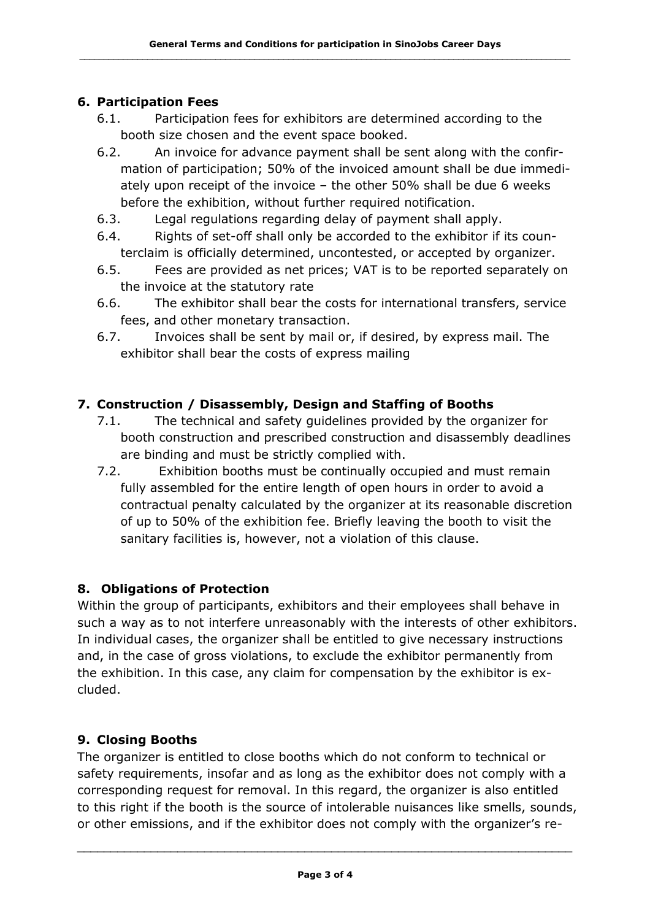## 6. Participation Fees

6.1. Participation fees for exhibitors are determined according to the booth size chosen and the event space booked.

6.2. An invoice for advance payment shall be sent along with the confirmation of participation; 50% of the invoiced amount shall be due immediately upon receipt of the invoice – the other 50% shall be due 6 weeks before the exhibition, without further required notification.

6.3. Legal regulations regarding delay of payment shall apply.

6.4. Rights of set-off shall only be accorded to the exhibitor if its counterclaim is officially determined, uncontested, or accepted by organizer.

6.5. Fees are provided as net prices; VAT is to be reported separately on the invoice at the statutory rate

6.6. The exhibitor shall bear the costs for international transfers, service fees, and other monetary transaction.

6.7. Invoices shall be sent by mail or, if desired, by express mail. The exhibitor shall bear the costs of express mailing

## 7. Construction / Disassembly, Design and Staffing of Booths

7.1. The technical and safety guidelines provided by the organizer for booth construction and prescribed construction and disassembly deadlines are binding and must be strictly complied with.

7.2. Exhibition booths must be continually occupied and must remain fully assembled for the entire length of open hours in order to avoid a contractual penalty calculated by the organizer at its reasonable discretion of up to 50% of the exhibition fee. Briefly leaving the booth to visit the sanitary facilities is, however, not a violation of this clause.

## 8. Obligations of Protection

Within the group of participants, exhibitors and their employees shall behave in such a way as to not interfere unreasonably with the interests of other exhibitors. In individual cases, the organizer shall be entitled to give necessary instructions and, in the case of gross violations, to exclude the exhibitor permanently from the exhibition. In this case, any claim for compensation by the exhibitor is excluded.

## 9. Closing Booths

The organizer is entitled to close booths which do not conform to technical or safety requirements, insofar and as long as the exhibitor does not comply with a corresponding request for removal. In this regard, the organizer is also entitled to this right if the booth is the source of intolerable nuisances like smells, sounds, or other emissions, and if the exhibitor does not comply with the organizer's re-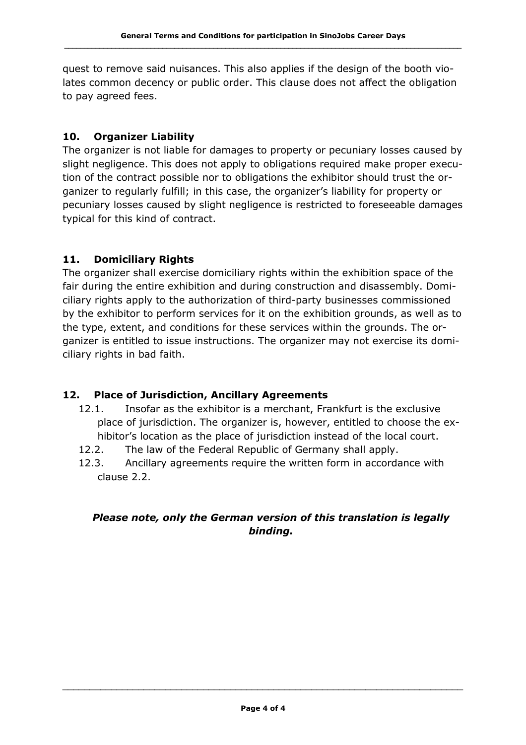quest to remove said nuisances. This also applies if the design of the booth violates common decency or public order. This clause does not affect the obligation to pay agreed fees.

## 10. Organizer Liability

The organizer is not liable for damages to property or pecuniary losses caused by slight negligence. This does not apply to obligations required make proper execution of the contract possible nor to obligations the exhibitor should trust the organizer to regularly fulfill; in this case, the organizer's liability for property or pecuniary losses caused by slight negligence is restricted to foreseeable damages typical for this kind of contract.

## 11. Domiciliary Rights

The organizer shall exercise domiciliary rights within the exhibition space of the fair during the entire exhibition and during construction and disassembly. Domiciliary rights apply to the authorization of third-party businesses commissioned by the exhibitor to perform services for it on the exhibition grounds, as well as to the type, extent, and conditions for these services within the grounds. The organizer is entitled to issue instructions. The organizer may not exercise its domiciliary rights in bad faith.

## 12. Place of Jurisdiction, Ancillary Agreements

12.1. Insofar as the exhibitor is a merchant, Frankfurt is the exclusive place of jurisdiction. The organizer is, however, entitled to choose the exhibitor's location as the place of jurisdiction instead of the local court.

12.2. The law of the Federal Republic of Germany shall apply.

12.3. Ancillary agreements require the written form in accordance with clause 2.2.

***Please note, only the German version of this translation is legally binding.***